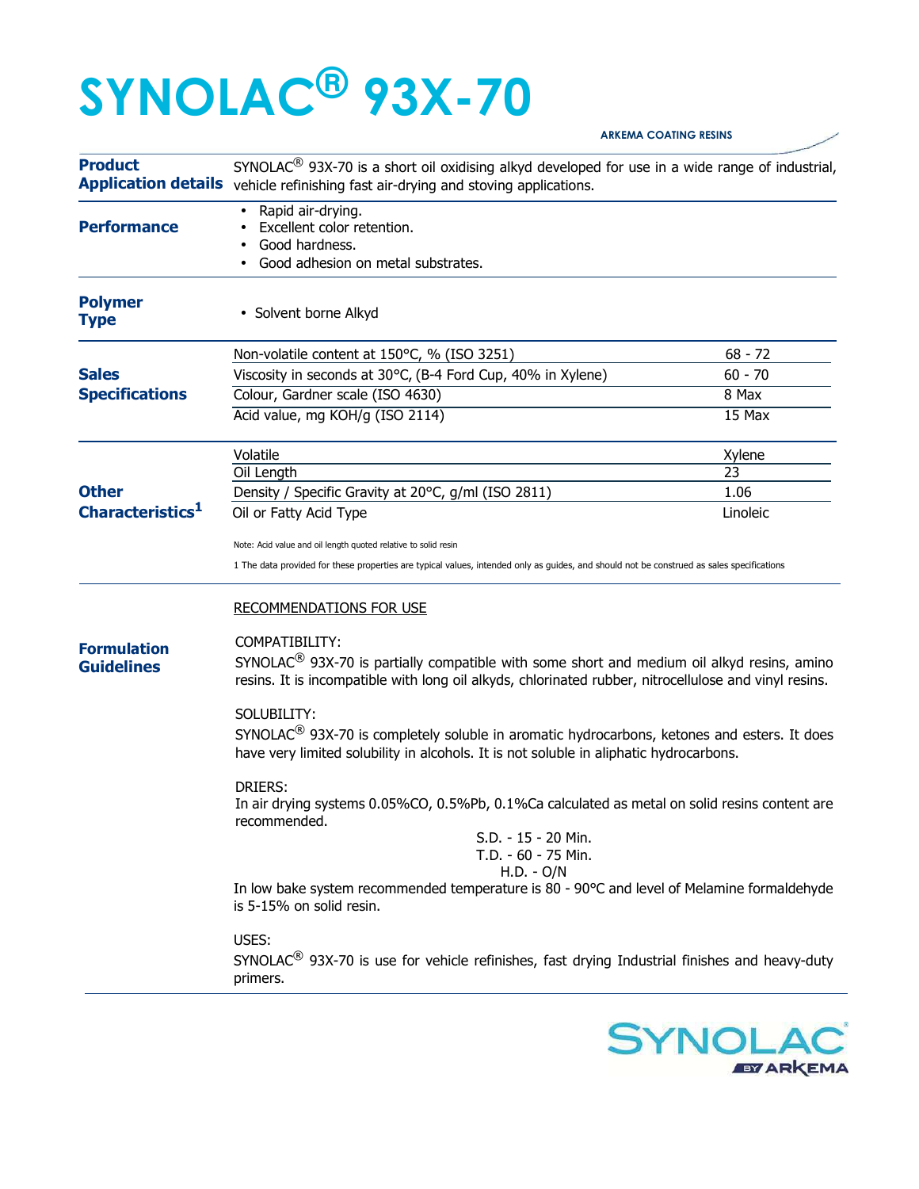# SYNOLAC® 93X-70

ARKEMA COATING RESINS

## Product Application details

SYNOLAC® 93X-70 is a short oil oxidising alkyd developed for use in a wide range of industrial, vehicle refinishing fast air-drying and stoving applications.

## Performance

- Rapid air-drying.
- Excellent color retention.
- Good hardness.
- Good adhesion on metal substrates.

## Polymer Type

- Solvent borne Alkyd

## Sales Specifications

| Property | Value |
|---|---|
| Non-volatile content at 150°C, % (ISO 3251) | 68 - 72 |
| Viscosity in seconds at 30°C, (B-4 Ford Cup, 40% in Xylene) | 60 - 70 |
| Colour, Gardner scale (ISO 4630) | 8 Max |
| Acid value, mg KOH/g (ISO 2114) | 15 Max |

## Other Characteristics[1]

| Property | Value |
|---|---|
| Volatile | Xylene |
| Oil Length | 23 |
| Density / Specific Gravity at 20°C, g/ml (ISO 2811) | 1.06 |
| Oil or Fatty Acid Type | Linoleic |

Note: Acid value and oil length quoted relative to solid resin

1 The data provided for these properties are typical values, intended only as guides, and should not be construed as sales specifications

## Formulation Guidelines

RECOMMENDATIONS FOR USE

COMPATIBILITY:
SYNOLAC® 93X-70 is partially compatible with some short and medium oil alkyd resins, amino resins. It is incompatible with long oil alkyds, chlorinated rubber, nitrocellulose and vinyl resins.

SOLUBILITY:
SYNOLAC® 93X-70 is completely soluble in aromatic hydrocarbons, ketones and esters. It does have very limited solubility in alcohols. It is not soluble in aliphatic hydrocarbons.

DRIERS:
In air drying systems 0.05%CO, 0.5%Pb, 0.1%Ca calculated as metal on solid resins content are recommended.

S.D. - 15 - 20 Min.
T.D. - 60 - 75 Min.
H.D. - O/N

In low bake system recommended temperature is 80 - 90°C and level of Melamine formaldehyde is 5-15% on solid resin.

USES:
SYNOLAC® 93X-70 is use for vehicle refinishes, fast drying Industrial finishes and heavy-duty primers.

SYNOLAC® BY ARKEMA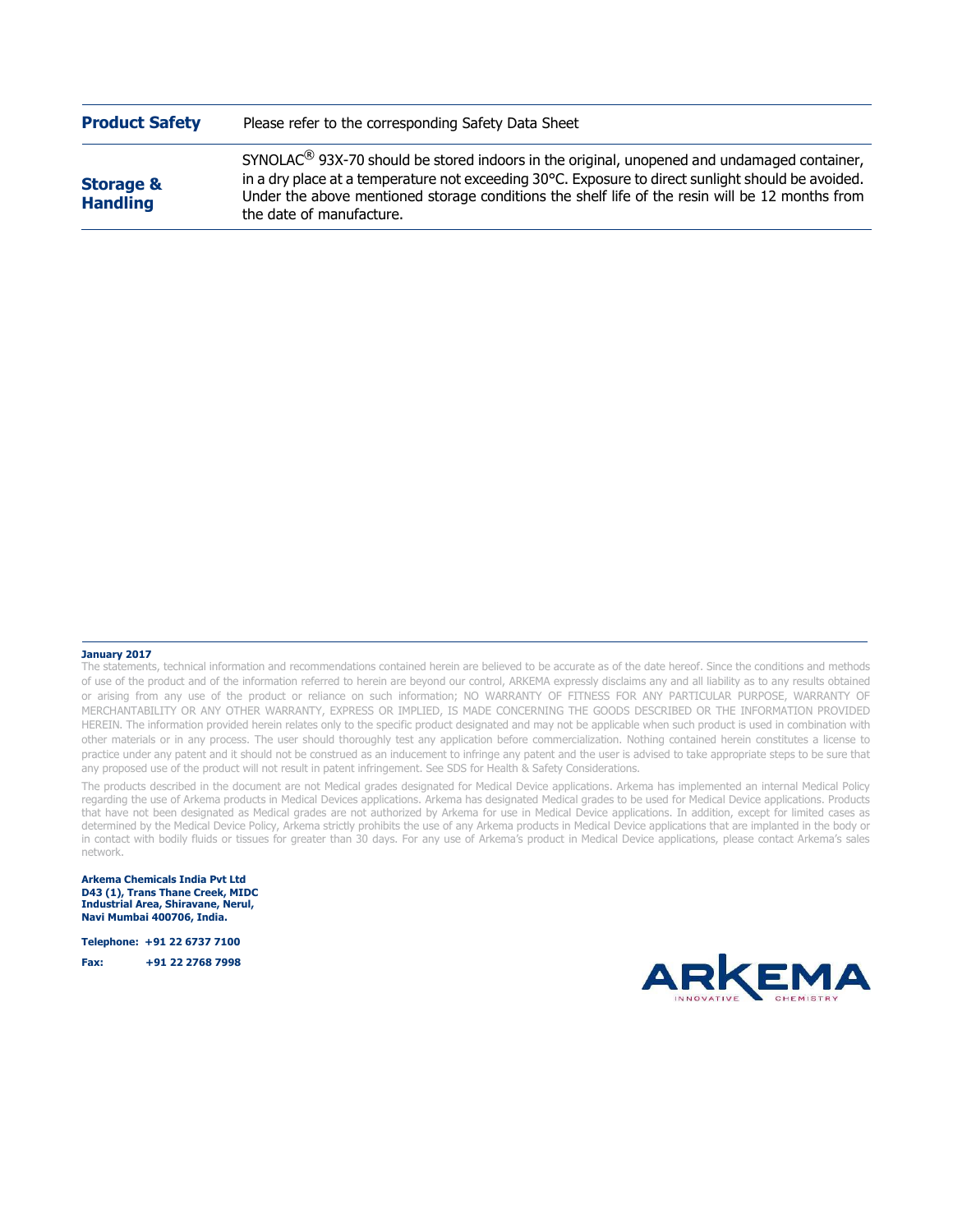| | |
|---|---|
| **Product Safety** | Please refer to the corresponding Safety Data Sheet |
| **Storage & Handling** | SYNOLAC® 93X-70 should be stored indoors in the original, unopened and undamaged container, in a dry place at a temperature not exceeding 30°C. Exposure to direct sunlight should be avoided. Under the above mentioned storage conditions the shelf life of the resin will be 12 months from the date of manufacture. |

**January 2017**

The statements, technical information and recommendations contained herein are believed to be accurate as of the date hereof. Since the conditions and methods of use of the product and of the information referred to herein are beyond our control, ARKEMA expressly disclaims any and all liability as to any results obtained or arising from any use of the product or reliance on such information; NO WARRANTY OF FITNESS FOR ANY PARTICULAR PURPOSE, WARRANTY OF MERCHANTABILITY OR ANY OTHER WARRANTY, EXPRESS OR IMPLIED, IS MADE CONCERNING THE GOODS DESCRIBED OR THE INFORMATION PROVIDED HEREIN. The information provided herein relates only to the specific product designated and may not be applicable when such product is used in combination with other materials or in any process. The user should thoroughly test any application before commercialization. Nothing contained herein constitutes a license to practice under any patent and it should not be construed as an inducement to infringe any patent and the user is advised to take appropriate steps to be sure that any proposed use of the product will not result in patent infringement. See SDS for Health & Safety Considerations.

The products described in the document are not Medical grades designated for Medical Device applications. Arkema has implemented an internal Medical Policy regarding the use of Arkema products in Medical Devices applications. Arkema has designated Medical grades to be used for Medical Device applications. Products that have not been designated as Medical grades are not authorized by Arkema for use in Medical Device applications. In addition, except for limited cases as determined by the Medical Device Policy, Arkema strictly prohibits the use of any Arkema products in Medical Device applications that are implanted in the body or in contact with bodily fluids or tissues for greater than 30 days. For any use of Arkema's product in Medical Device applications, please contact Arkema's sales network.

**Arkema Chemicals India Pvt Ltd**
**D43 (1), Trans Thane Creek, MIDC**
**Industrial Area, Shiravane, Nerul,**
**Navi Mumbai 400706, India.**

**Telephone: +91 22 6737 7100**

**Fax: +91 22 2768 7998**

ARKEMA
INNOVATIVE CHEMISTRY